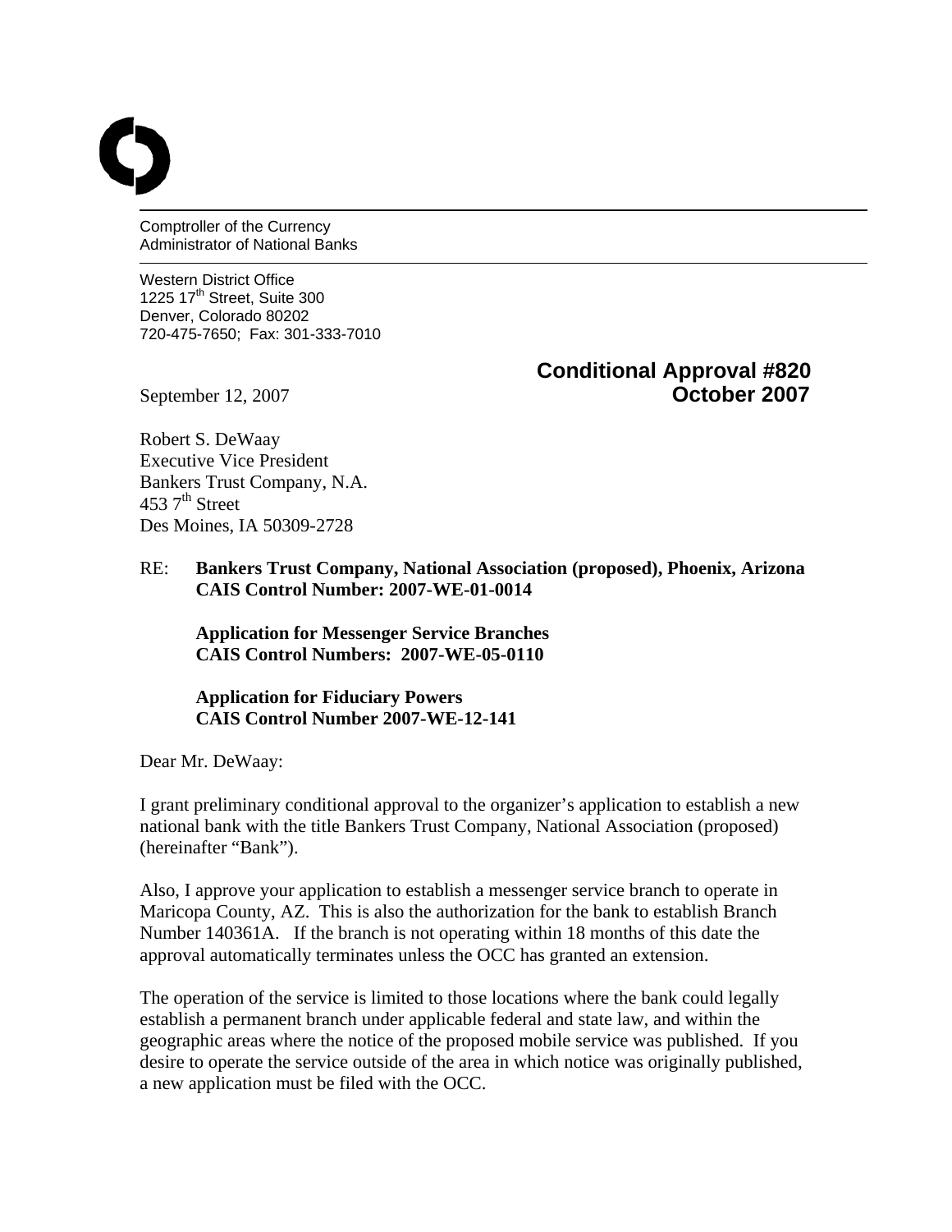Comptroller of the Currency
Administrator of National Banks

Western District Office
1225 17th Street, Suite 300
Denver, Colorado 80202
720-475-7650; Fax: 301-333-7010

**Conditional Approval #820**
**October 2007**

September 12, 2007

Robert S. DeWaay
Executive Vice President
Bankers Trust Company, N.A.
453 7th Street
Des Moines, IA 50309-2728

RE: **Bankers Trust Company, National Association (proposed), Phoenix, Arizona**
**CAIS Control Number: 2007-WE-01-0014**

**Application for Messenger Service Branches**
**CAIS Control Numbers: 2007-WE-05-0110**

**Application for Fiduciary Powers**
**CAIS Control Number 2007-WE-12-141**

Dear Mr. DeWaay:

I grant preliminary conditional approval to the organizer's application to establish a new national bank with the title Bankers Trust Company, National Association (proposed) (hereinafter "Bank").

Also, I approve your application to establish a messenger service branch to operate in Maricopa County, AZ. This is also the authorization for the bank to establish Branch Number 140361A. If the branch is not operating within 18 months of this date the approval automatically terminates unless the OCC has granted an extension.

The operation of the service is limited to those locations where the bank could legally establish a permanent branch under applicable federal and state law, and within the geographic areas where the notice of the proposed mobile service was published. If you desire to operate the service outside of the area in which notice was originally published, a new application must be filed with the OCC.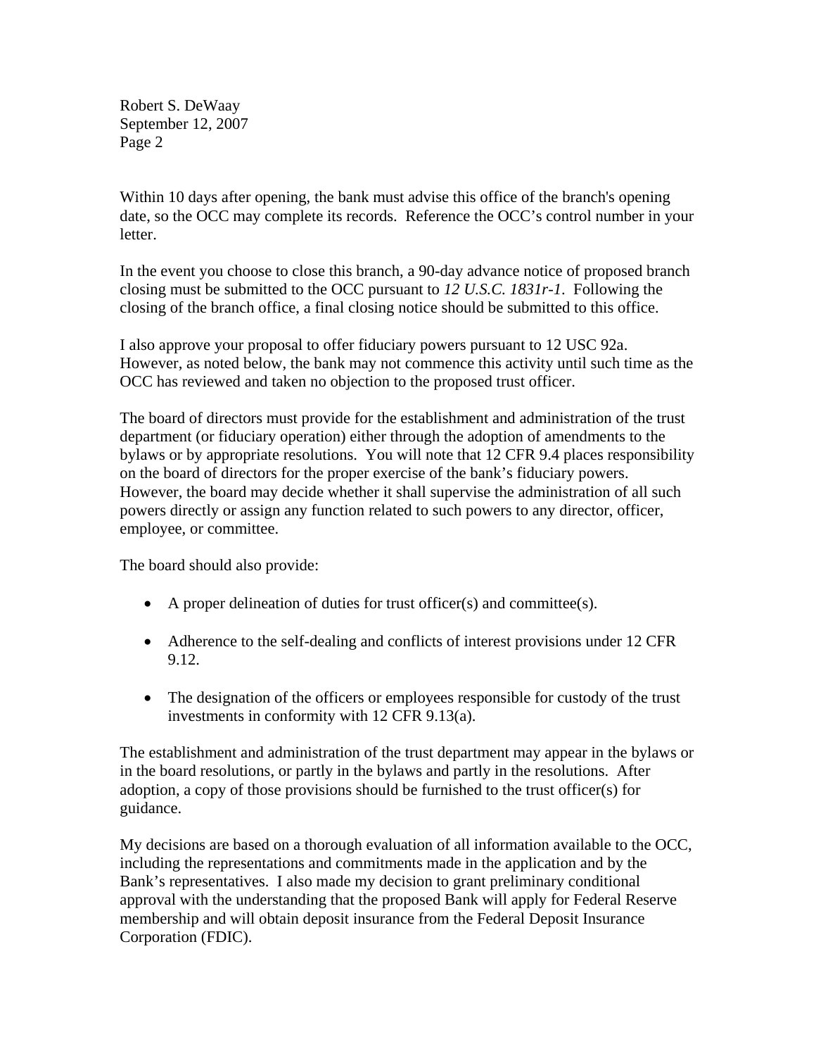Within 10 days after opening, the bank must advise this office of the branch's opening date, so the OCC may complete its records. Reference the OCC's control number in your letter.

In the event you choose to close this branch, a 90-day advance notice of proposed branch closing must be submitted to the OCC pursuant to *12 U.S.C. 1831r-1*. Following the closing of the branch office, a final closing notice should be submitted to this office.

I also approve your proposal to offer fiduciary powers pursuant to 12 USC 92a. However, as noted below, the bank may not commence this activity until such time as the OCC has reviewed and taken no objection to the proposed trust officer.

The board of directors must provide for the establishment and administration of the trust department (or fiduciary operation) either through the adoption of amendments to the bylaws or by appropriate resolutions. You will note that 12 CFR 9.4 places responsibility on the board of directors for the proper exercise of the bank's fiduciary powers. However, the board may decide whether it shall supervise the administration of all such powers directly or assign any function related to such powers to any director, officer, employee, or committee.

The board should also provide:

- A proper delineation of duties for trust officer(s) and committee(s).
- Adherence to the self-dealing and conflicts of interest provisions under 12 CFR 9.12.
- The designation of the officers or employees responsible for custody of the trust investments in conformity with 12 CFR 9.13(a).

The establishment and administration of the trust department may appear in the bylaws or in the board resolutions, or partly in the bylaws and partly in the resolutions. After adoption, a copy of those provisions should be furnished to the trust officer(s) for guidance.

My decisions are based on a thorough evaluation of all information available to the OCC, including the representations and commitments made in the application and by the Bank's representatives. I also made my decision to grant preliminary conditional approval with the understanding that the proposed Bank will apply for Federal Reserve membership and will obtain deposit insurance from the Federal Deposit Insurance Corporation (FDIC).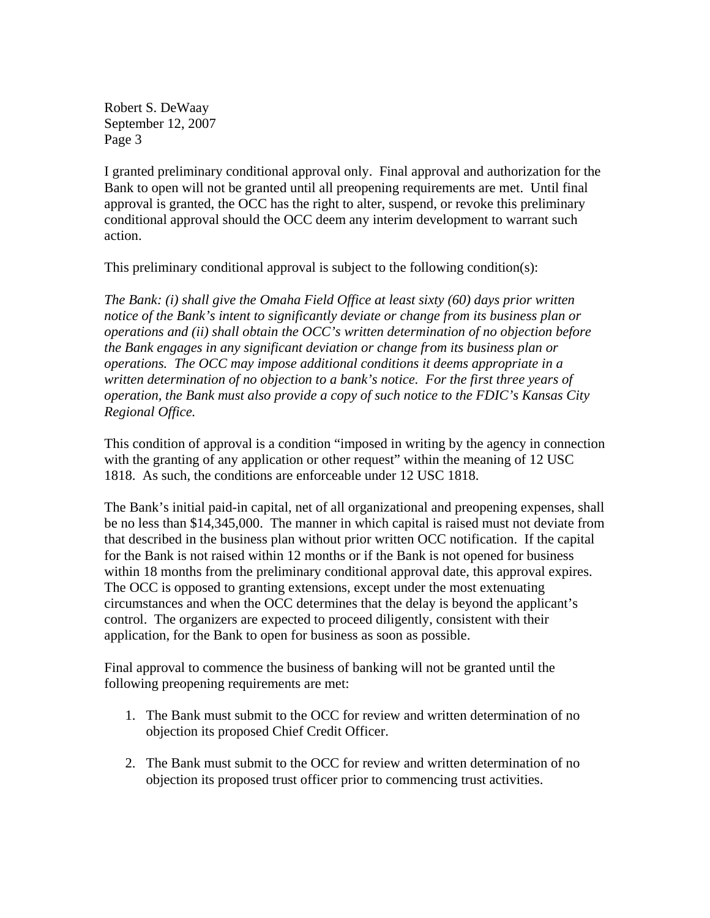I granted preliminary conditional approval only. Final approval and authorization for the Bank to open will not be granted until all preopening requirements are met. Until final approval is granted, the OCC has the right to alter, suspend, or revoke this preliminary conditional approval should the OCC deem any interim development to warrant such action.

This preliminary conditional approval is subject to the following condition(s):

*The Bank: (i) shall give the Omaha Field Office at least sixty (60) days prior written notice of the Bank's intent to significantly deviate or change from its business plan or operations and (ii) shall obtain the OCC's written determination of no objection before the Bank engages in any significant deviation or change from its business plan or operations. The OCC may impose additional conditions it deems appropriate in a written determination of no objection to a bank's notice. For the first three years of operation, the Bank must also provide a copy of such notice to the FDIC's Kansas City Regional Office.*

This condition of approval is a condition "imposed in writing by the agency in connection with the granting of any application or other request" within the meaning of 12 USC 1818. As such, the conditions are enforceable under 12 USC 1818.

The Bank's initial paid-in capital, net of all organizational and preopening expenses, shall be no less than $14,345,000. The manner in which capital is raised must not deviate from that described in the business plan without prior written OCC notification. If the capital for the Bank is not raised within 12 months or if the Bank is not opened for business within 18 months from the preliminary conditional approval date, this approval expires. The OCC is opposed to granting extensions, except under the most extenuating circumstances and when the OCC determines that the delay is beyond the applicant's control. The organizers are expected to proceed diligently, consistent with their application, for the Bank to open for business as soon as possible.

Final approval to commence the business of banking will not be granted until the following preopening requirements are met:

1. The Bank must submit to the OCC for review and written determination of no objection its proposed Chief Credit Officer.

2. The Bank must submit to the OCC for review and written determination of no objection its proposed trust officer prior to commencing trust activities.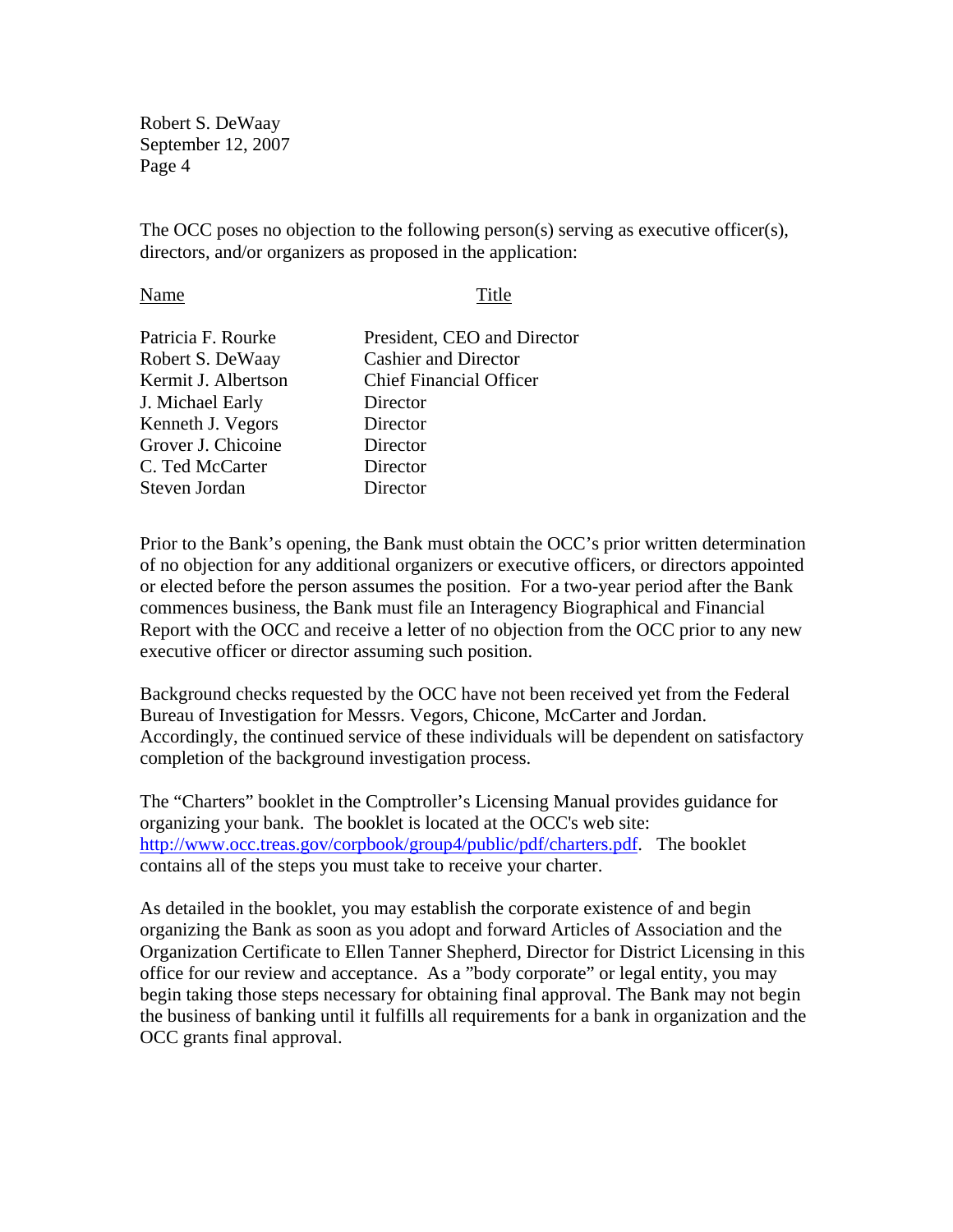The OCC poses no objection to the following person(s) serving as executive officer(s), directors, and/or organizers as proposed in the application:

| Name | Title |
| --- | --- |
| Patricia F. Rourke | President, CEO and Director |
| Robert S. DeWaay | Cashier and Director |
| Kermit J. Albertson | Chief Financial Officer |
| J. Michael Early | Director |
| Kenneth J. Vegors | Director |
| Grover J. Chicoine | Director |
| C. Ted McCarter | Director |
| Steven Jordan | Director |

Prior to the Bank's opening, the Bank must obtain the OCC's prior written determination of no objection for any additional organizers or executive officers, or directors appointed or elected before the person assumes the position. For a two-year period after the Bank commences business, the Bank must file an Interagency Biographical and Financial Report with the OCC and receive a letter of no objection from the OCC prior to any new executive officer or director assuming such position.

Background checks requested by the OCC have not been received yet from the Federal Bureau of Investigation for Messrs. Vegors, Chicone, McCarter and Jordan. Accordingly, the continued service of these individuals will be dependent on satisfactory completion of the background investigation process.

The "Charters" booklet in the Comptroller's Licensing Manual provides guidance for organizing your bank. The booklet is located at the OCC's web site: http://www.occ.treas.gov/corpbook/group4/public/pdf/charters.pdf. The booklet contains all of the steps you must take to receive your charter.

As detailed in the booklet, you may establish the corporate existence of and begin organizing the Bank as soon as you adopt and forward Articles of Association and the Organization Certificate to Ellen Tanner Shepherd, Director for District Licensing in this office for our review and acceptance. As a "body corporate" or legal entity, you may begin taking those steps necessary for obtaining final approval. The Bank may not begin the business of banking until it fulfills all requirements for a bank in organization and the OCC grants final approval.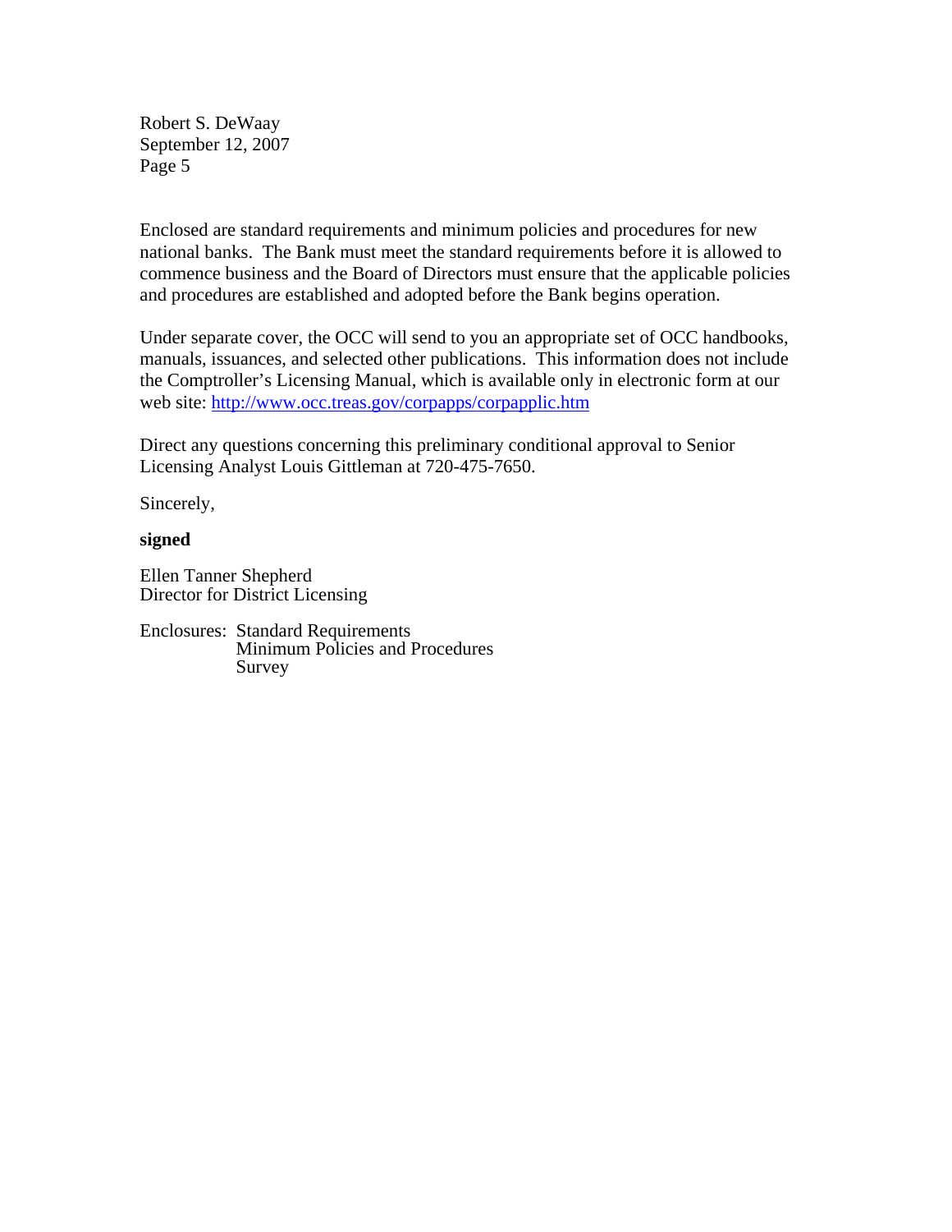Enclosed are standard requirements and minimum policies and procedures for new national banks. The Bank must meet the standard requirements before it is allowed to commence business and the Board of Directors must ensure that the applicable policies and procedures are established and adopted before the Bank begins operation.

Under separate cover, the OCC will send to you an appropriate set of OCC handbooks, manuals, issuances, and selected other publications. This information does not include the Comptroller's Licensing Manual, which is available only in electronic form at our web site: [http://www.occ.treas.gov/corpapps/corpapplic.htm](http://www.occ.treas.gov/corpapps/corpapplic.htm)

Direct any questions concerning this preliminary conditional approval to Senior Licensing Analyst Louis Gittleman at 720-475-7650.

Sincerely,

**signed**

Ellen Tanner Shepherd
Director for District Licensing

Enclosures: Standard Requirements
Minimum Policies and Procedures
Survey